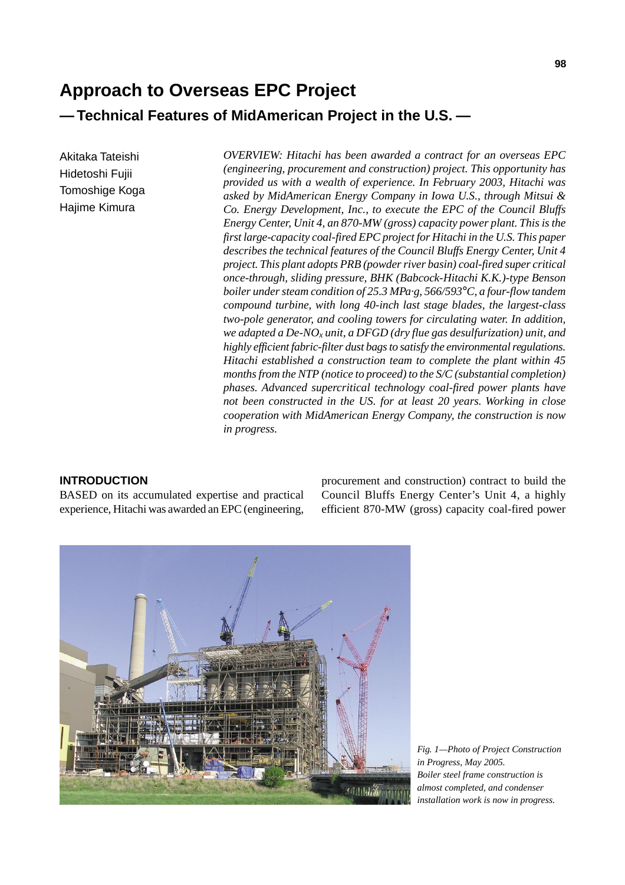# Approach to Overseas EPC Project

## — Technical Features of MidAmerican Project in the U.S. —

Akitaka Tateishi
Hidetoshi Fujii
Tomoshige Koga
Hajime Kimura

*OVERVIEW: Hitachi has been awarded a contract for an overseas EPC (engineering, procurement and construction) project. This opportunity has provided us with a wealth of experience. In February 2003, Hitachi was asked by MidAmerican Energy Company in Iowa U.S., through Mitsui & Co. Energy Development, Inc., to execute the EPC of the Council Bluffs Energy Center, Unit 4, an 870-MW (gross) capacity power plant. This is the first large-capacity coal-fired EPC project for Hitachi in the U.S. This paper describes the technical features of the Council Bluffs Energy Center, Unit 4 project. This plant adopts PRB (powder river basin) coal-fired super critical once-through, sliding pressure, BHK (Babcock-Hitachi K.K.)-type Benson boiler under steam condition of 25.3 MPa·g, 566/593°C, a four-flow tandem compound turbine, with long 40-inch last stage blades, the largest-class two-pole generator, and cooling towers for circulating water. In addition, we adapted a De-$NO_x$ unit, a DFGD (dry flue gas desulfurization) unit, and highly efficient fabric-filter dust bags to satisfy the environmental regulations. Hitachi established a construction team to complete the plant within 45 months from the NTP (notice to proceed) to the S/C (substantial completion) phases. Advanced supercritical technology coal-fired power plants have not been constructed in the US. for at least 20 years. Working in close cooperation with MidAmerican Energy Company, the construction is now in progress.*

### INTRODUCTION

BASED on its accumulated expertise and practical experience, Hitachi was awarded an EPC (engineering, procurement and construction) contract to build the Council Bluffs Energy Center's Unit 4, a highly efficient 870-MW (gross) capacity coal-fired power

*Fig. 1—Photo of Project Construction in Progress, May 2005.*
*Boiler steel frame construction is almost completed, and condenser installation work is now in progress.*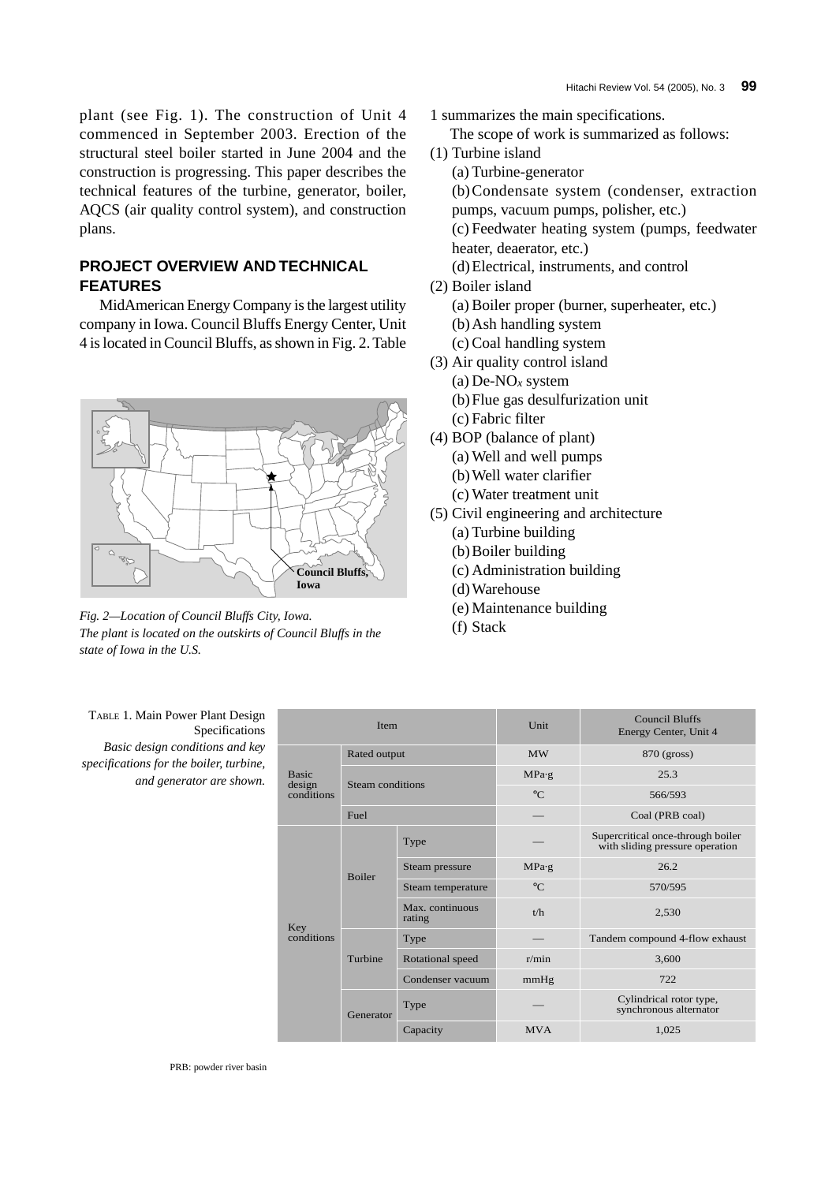plant (see Fig. 1). The construction of Unit 4 commenced in September 2003. Erection of the structural steel boiler started in June 2004 and the construction is progressing. This paper describes the technical features of the turbine, generator, boiler, AQCS (air quality control system), and construction plans.

## PROJECT OVERVIEW AND TECHNICAL FEATURES

MidAmerican Energy Company is the largest utility company in Iowa. Council Bluffs Energy Center, Unit 4 is located in Council Bluffs, as shown in Fig. 2. Table 1 summarizes the main specifications.

*Fig. 2—Location of Council Bluffs City, Iowa.*
*The plant is located on the outskirts of Council Bluffs in the state of Iowa in the U.S.*

The scope of work is summarized as follows:

(1) Turbine island
- (a) Turbine-generator
- (b) Condensate system (condenser, extraction pumps, vacuum pumps, polisher, etc.)
- (c) Feedwater heating system (pumps, feedwater heater, deaerator, etc.)
- (d) Electrical, instruments, and control

(2) Boiler island
- (a) Boiler proper (burner, superheater, etc.)
- (b) Ash handling system
- (c) Coal handling system

(3) Air quality control island
- (a) De-$NO_x$ system
- (b) Flue gas desulfurization unit
- (c) Fabric filter

(4) BOP (balance of plant)
- (a) Well and well pumps
- (b) Well water clarifier
- (c) Water treatment unit

(5) Civil engineering and architecture
- (a) Turbine building
- (b) Boiler building
- (c) Administration building
- (d) Warehouse
- (e) Maintenance building
- (f) Stack

TABLE 1. Main Power Plant Design Specifications
*Basic design conditions and key specifications for the boiler, turbine, and generator are shown.*

| Item | | | Unit | Council Bluffs Energy Center, Unit 4 |
|---|---|---|---|---|
| Basic design conditions | Rated output | | MW | 870 (gross) |
| | Steam conditions | | MPa·g | 25.3 |
| | | | °C | 566/593 |
| | Fuel | | — | Coal (PRB coal) |
| Key conditions | Boiler | Type | — | Supercritical once-through boiler with sliding pressure operation |
| | | Steam pressure | MPa·g | 26.2 |
| | | Steam temperature | °C | 570/595 |
| | | Max. continuous rating | t/h | 2,530 |
| | Turbine | Type | — | Tandem compound 4-flow exhaust |
| | | Rotational speed | r/min | 3,600 |
| | | Condenser vacuum | mmHg | 722 |
| | Generator | Type | — | Cylindrical rotor type, synchronous alternator |
| | | Capacity | MVA | 1,025 |

PRB: powder river basin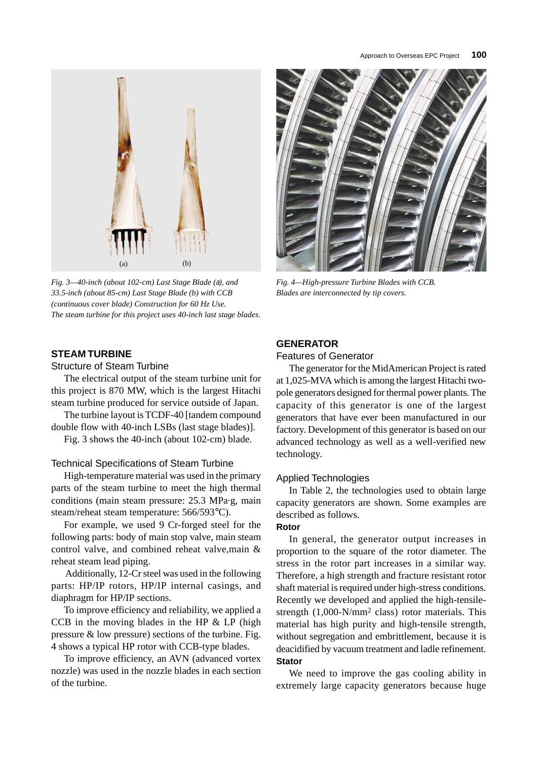(a) (b)

*Fig. 3—40-inch (about 102-cm) Last Stage Blade (a), and 33.5-inch (about 85-cm) Last Stage Blade (b) with CCB (continuous cover blade) Construction for 60 Hz Use. The steam turbine for this project uses 40-inch last stage blades.*

*Fig. 4—High-pressure Turbine Blades with CCB. Blades are interconnected by tip covers.*

## STEAM TURBINE

### Structure of Steam Turbine

The electrical output of the steam turbine unit for this project is 870 MW, which is the largest Hitachi steam turbine produced for service outside of Japan.

The turbine layout is TCDF-40 [tandem compound double flow with 40-inch LSBs (last stage blades)].

Fig. 3 shows the 40-inch (about 102-cm) blade.

### Technical Specifications of Steam Turbine

High-temperature material was used in the primary parts of the steam turbine to meet the high thermal conditions (main steam pressure: 25.3 MPa·g, main steam/reheat steam temperature: 566/593°C).

For example, we used 9 Cr-forged steel for the following parts: body of main stop valve, main steam control valve, and combined reheat valve,main & reheat steam lead piping.

Additionally, 12-Cr steel was used in the following parts: HP/IP rotors, HP/IP internal casings, and diaphragm for HP/IP sections.

To improve efficiency and reliability, we applied a CCB in the moving blades in the HP & LP (high pressure & low pressure) sections of the turbine. Fig. 4 shows a typical HP rotor with CCB-type blades.

To improve efficiency, an AVN (advanced vortex nozzle) was used in the nozzle blades in each section of the turbine.

## GENERATOR

### Features of Generator

The generator for the MidAmerican Project is rated at 1,025-MVA which is among the largest Hitachi two-pole generators designed for thermal power plants. The capacity of this generator is one of the largest generators that have ever been manufactured in our factory. Development of this generator is based on our advanced technology as well as a well-verified new technology.

### Applied Technologies

In Table 2, the technologies used to obtain large capacity generators are shown. Some examples are described as follows.

**Rotor**

In general, the generator output increases in proportion to the square of the rotor diameter. The stress in the rotor part increases in a similar way. Therefore, a high strength and fracture resistant rotor shaft material is required under high-stress conditions. Recently we developed and applied the high-tensile-strength (1,000-N/mm$^2$ class) rotor materials. This material has high purity and high-tensile strength, without segregation and embrittlement, because it is deacidified by vacuum treatment and ladle refinement.

**Stator**

We need to improve the gas cooling ability in extremely large capacity generators because huge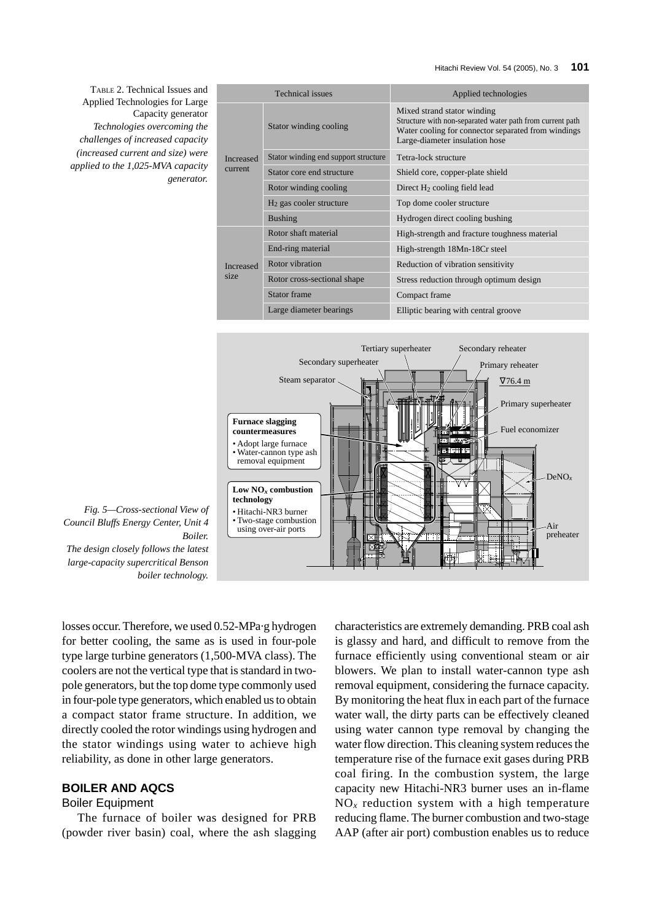TABLE 2. Technical Issues and Applied Technologies for Large Capacity generator

*Technologies overcoming the challenges of increased capacity (increased current and size) were applied to the 1,025-MVA capacity generator.*

| Technical issues | | Applied technologies |
|---|---|---|
| Increased current | Stator winding cooling | Mixed strand stator winding<br>Structure with non-separated water path from current path<br>Water cooling for connector separated from windings<br>Large-diameter insulation hose |
| | Stator winding end support structure | Tetra-lock structure |
| | Stator core end structure | Shield core, copper-plate shield |
| | Rotor winding cooling | Direct $H_2$ cooling field lead |
| | $H_2$ gas cooler structure | Top dome cooler structure |
| | Bushing | Hydrogen direct cooling bushing |
| Increased size | Rotor shaft material | High-strength and fracture toughness material |
| | End-ring material | High-strength 18Mn-18Cr steel |
| | Rotor vibration | Reduction of vibration sensitivity |
| | Rotor cross-sectional shape | Stress reduction through optimum design |
| | Stator frame | Compact frame |
| | Large diameter bearings | Elliptic bearing with central groove |

*Fig. 5—Cross-sectional View of Council Bluffs Energy Center, Unit 4 Boiler.*
*The design closely follows the latest large-capacity supercritical Benson boiler technology.*

losses occur. Therefore, we used 0.52-MPa·g hydrogen for better cooling, the same as is used in four-pole type large turbine generators (1,500-MVA class). The coolers are not the vertical type that is standard in two-pole generators, but the top dome type commonly used in four-pole type generators, which enabled us to obtain a compact stator frame structure. In addition, we directly cooled the rotor windings using hydrogen and the stator windings using water to achieve high reliability, as done in other large generators.

## BOILER AND AQCS

### Boiler Equipment

The furnace of boiler was designed for PRB (powder river basin) coal, where the ash slagging characteristics are extremely demanding. PRB coal ash is glassy and hard, and difficult to remove from the furnace efficiently using conventional steam or air blowers. We plan to install water-cannon type ash removal equipment, considering the furnace capacity. By monitoring the heat flux in each part of the furnace water wall, the dirty parts can be effectively cleaned using water cannon type removal by changing the water flow direction. This cleaning system reduces the temperature rise of the furnace exit gases during PRB coal firing. In the combustion system, the large capacity new Hitachi-NR3 burner uses an in-flame $NO_x$ reduction system with a high temperature reducing flame. The burner combustion and two-stage AAP (after air port) combustion enables us to reduce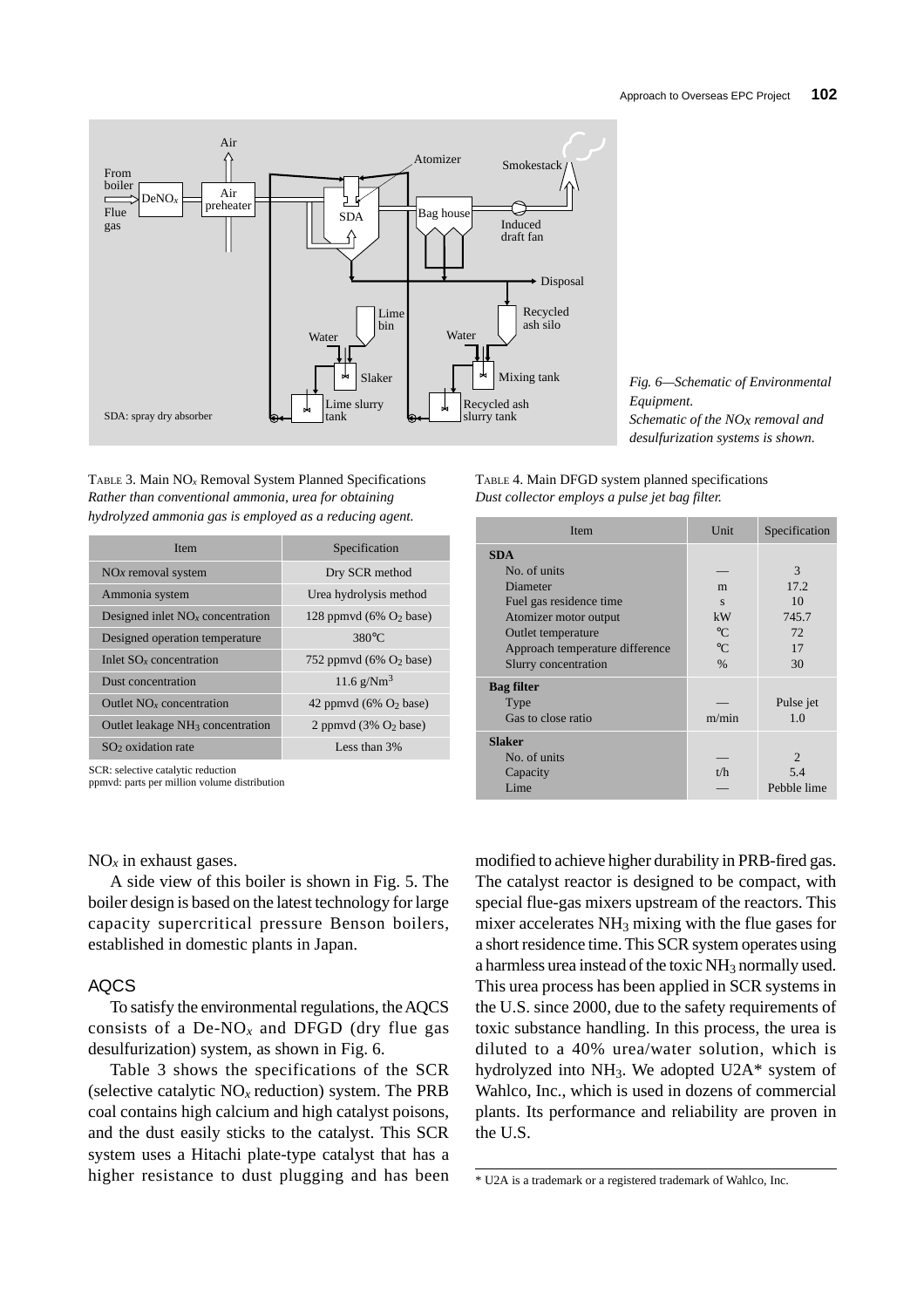Fig. 6—Schematic of Environmental Equipment.
*Schematic of the $NO_X$ removal and desulfurization systems is shown.*

TABLE 3. Main $NO_x$ Removal System Planned Specifications
*Rather than conventional ammonia, urea for obtaining hydrolyzed ammonia gas is employed as a reducing agent.*

| Item | Specification |
|---|---|
| $NOx$ removal system | Dry SCR method |
| Ammonia system | Urea hydrolysis method |
| Designed inlet $NO_x$ concentration | 128 ppmvd (6% $O_2$ base) |
| Designed operation temperature | 380°C |
| Inlet $SO_x$ concentration | 752 ppmvd (6% $O_2$ base) |
| Dust concentration | 11.6 $g/Nm^3$ |
| Outlet $NO_x$ concentration | 42 ppmvd (6% $O_2$ base) |
| Outlet leakage $NH_3$ concentration | 2 ppmvd (3% $O_2$ base) |
| $SO_2$ oxidation rate | Less than 3% |

SCR: selective catalytic reduction
ppmvd: parts per million volume distribution

TABLE 4. Main DFGD system planned specifications
*Dust collector employs a pulse jet bag filter.*

| Item | Unit | Specification |
|---|---|---|
| **SDA** | | |
| No. of units | — | 3 |
| Diameter | m | 17.2 |
| Fuel gas residence time | s | 10 |
| Atomizer motor output | kW | 745.7 |
| Outlet temperature | °C | 72 |
| Approach temperature difference | °C | 17 |
| Slurry concentration | % | 30 |
| **Bag filter** | | |
| Type | — | Pulse jet |
| Gas to close ratio | m/min | 1.0 |
| **Slaker** | | |
| No. of units | — | 2 |
| Capacity | t/h | 5.4 |
| Lime | — | Pebble lime |

$NO_x$ in exhaust gases.

A side view of this boiler is shown in Fig. 5. The boiler design is based on the latest technology for large capacity supercritical pressure Benson boilers, established in domestic plants in Japan.

## AQCS

To satisfy the environmental regulations, the AQCS consists of a De-$NO_x$ and DFGD (dry flue gas desulfurization) system, as shown in Fig. 6.

Table 3 shows the specifications of the SCR (selective catalytic $NO_x$ reduction) system. The PRB coal contains high calcium and high catalyst poisons, and the dust easily sticks to the catalyst. This SCR system uses a Hitachi plate-type catalyst that has a higher resistance to dust plugging and has been modified to achieve higher durability in PRB-fired gas. The catalyst reactor is designed to be compact, with special flue-gas mixers upstream of the reactors. This mixer accelerates $NH_3$ mixing with the flue gases for a short residence time. This SCR system operates using a harmless urea instead of the toxic $NH_3$ normally used. This urea process has been applied in SCR systems in the U.S. since 2000, due to the safety requirements of toxic substance handling. In this process, the urea is diluted to a 40% urea/water solution, which is hydrolyzed into $NH_3$. We adopted U2A* system of Wahlco, Inc., which is used in dozens of commercial plants. Its performance and reliability are proven in the U.S.

* U2A is a trademark or a registered trademark of Wahlco, Inc.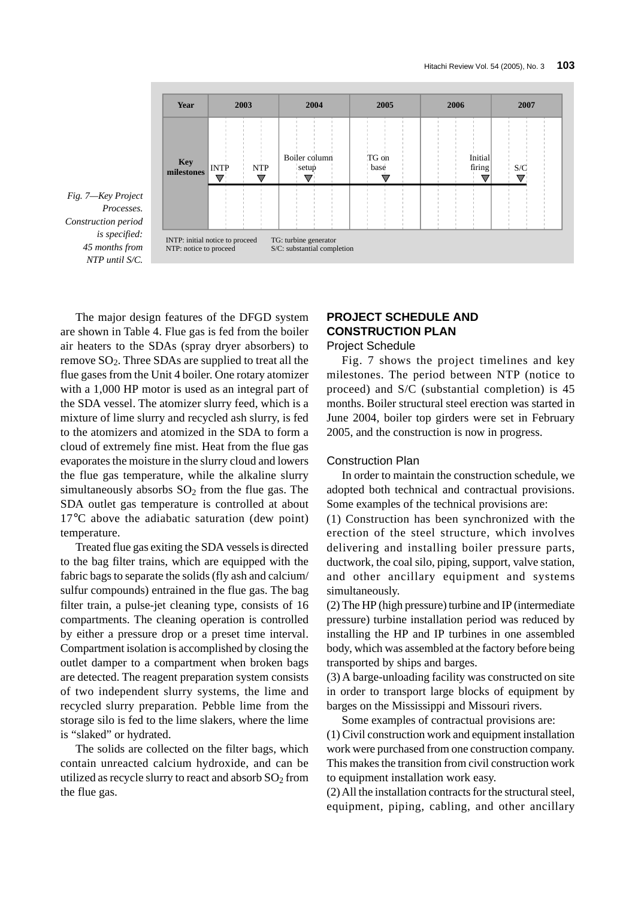| Year | 2003 | 2004 | 2005 | 2006 | 2007 |
|---|---|---|---|---|---|
| Key milestones | INTP ▽ NTP ▽ | Boiler column setup ▽ | TG on base ▽ | Initial firing ▽ | S/C ▽ |

INTP: initial notice to proceed
NTP: notice to proceed
TG: turbine generator
S/C: substantial completion

*Fig. 7—Key Project Processes.*
*Construction period is specified: 45 months from NTP until S/C.*

The major design features of the DFGD system are shown in Table 4. Flue gas is fed from the boiler air heaters to the SDAs (spray dryer absorbers) to remove $SO_2$. Three SDAs are supplied to treat all the flue gases from the Unit 4 boiler. One rotary atomizer with a 1,000 HP motor is used as an integral part of the SDA vessel. The atomizer slurry feed, which is a mixture of lime slurry and recycled ash slurry, is fed to the atomizers and atomized in the SDA to form a cloud of extremely fine mist. Heat from the flue gas evaporates the moisture in the slurry cloud and lowers the flue gas temperature, while the alkaline slurry simultaneously absorbs $SO_2$ from the flue gas. The SDA outlet gas temperature is controlled at about 17°C above the adiabatic saturation (dew point) temperature.

Treated flue gas exiting the SDA vessels is directed to the bag filter trains, which are equipped with the fabric bags to separate the solids (fly ash and calcium/sulfur compounds) entrained in the flue gas. The bag filter train, a pulse-jet cleaning type, consists of 16 compartments. The cleaning operation is controlled by either a pressure drop or a preset time interval. Compartment isolation is accomplished by closing the outlet damper to a compartment when broken bags are detected. The reagent preparation system consists of two independent slurry systems, the lime and recycled slurry preparation. Pebble lime from the storage silo is fed to the lime slakers, where the lime is "slaked" or hydrated.

The solids are collected on the filter bags, which contain unreacted calcium hydroxide, and can be utilized as recycle slurry to react and absorb $SO_2$ from the flue gas.

## PROJECT SCHEDULE AND CONSTRUCTION PLAN

### Project Schedule

Fig. 7 shows the project timelines and key milestones. The period between NTP (notice to proceed) and S/C (substantial completion) is 45 months. Boiler structural steel erection was started in June 2004, boiler top girders were set in February 2005, and the construction is now in progress.

### Construction Plan

In order to maintain the construction schedule, we adopted both technical and contractual provisions. Some examples of the technical provisions are:

(1) Construction has been synchronized with the erection of the steel structure, which involves delivering and installing boiler pressure parts, ductwork, the coal silo, piping, support, valve station, and other ancillary equipment and systems simultaneously.

(2) The HP (high pressure) turbine and IP (intermediate pressure) turbine installation period was reduced by installing the HP and IP turbines in one assembled body, which was assembled at the factory before being transported by ships and barges.

(3) A barge-unloading facility was constructed on site in order to transport large blocks of equipment by barges on the Mississippi and Missouri rivers.

Some examples of contractual provisions are:

(1) Civil construction work and equipment installation work were purchased from one construction company. This makes the transition from civil construction work to equipment installation work easy.

(2) All the installation contracts for the structural steel, equipment, piping, cabling, and other ancillary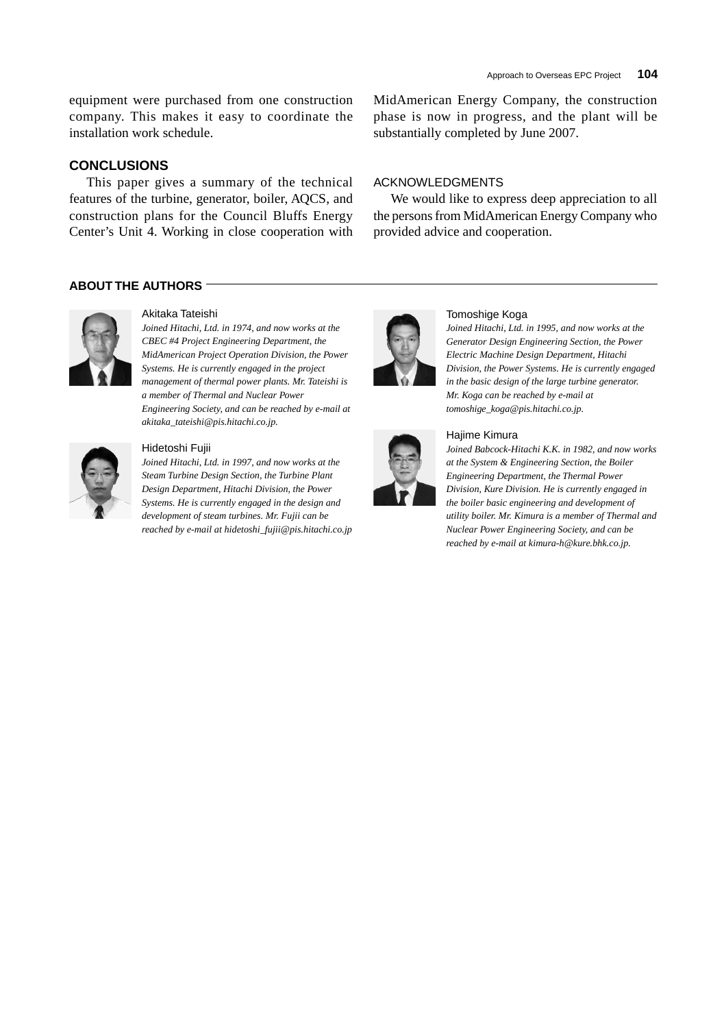equipment were purchased from one construction company. This makes it easy to coordinate the installation work schedule.

## CONCLUSIONS

This paper gives a summary of the technical features of the turbine, generator, boiler, AQCS, and construction plans for the Council Bluffs Energy Center's Unit 4. Working in close cooperation with MidAmerican Energy Company, the construction phase is now in progress, and the plant will be substantially completed by June 2007.

## ACKNOWLEDGMENTS

We would like to express deep appreciation to all the persons from MidAmerican Energy Company who provided advice and cooperation.

## ABOUT THE AUTHORS

**Akitaka Tateishi**

*Joined Hitachi, Ltd. in 1974, and now works at the CBEC #4 Project Engineering Department, the MidAmerican Project Operation Division, the Power Systems. He is currently engaged in the project management of thermal power plants. Mr. Tateishi is a member of Thermal and Nuclear Power Engineering Society, and can be reached by e-mail at akitaka_tateishi@pis.hitachi.co.jp.*

**Hidetoshi Fujii**

*Joined Hitachi, Ltd. in 1997, and now works at the Steam Turbine Design Section, the Turbine Plant Design Department, Hitachi Division, the Power Systems. He is currently engaged in the design and development of steam turbines. Mr. Fujii can be reached by e-mail at hidetoshi_fujii@pis.hitachi.co.jp*

**Tomoshige Koga**

*Joined Hitachi, Ltd. in 1995, and now works at the Generator Design Engineering Section, the Power Electric Machine Design Department, Hitachi Division, the Power Systems. He is currently engaged in the basic design of the large turbine generator. Mr. Koga can be reached by e-mail at tomoshige_koga@pis.hitachi.co.jp.*

**Hajime Kimura**

*Joined Babcock-Hitachi K.K. in 1982, and now works at the System & Engineering Section, the Boiler Engineering Department, the Thermal Power Division, Kure Division. He is currently engaged in the boiler basic engineering and development of utility boiler. Mr. Kimura is a member of Thermal and Nuclear Power Engineering Society, and can be reached by e-mail at kimura-h@kure.bhk.co.jp.*